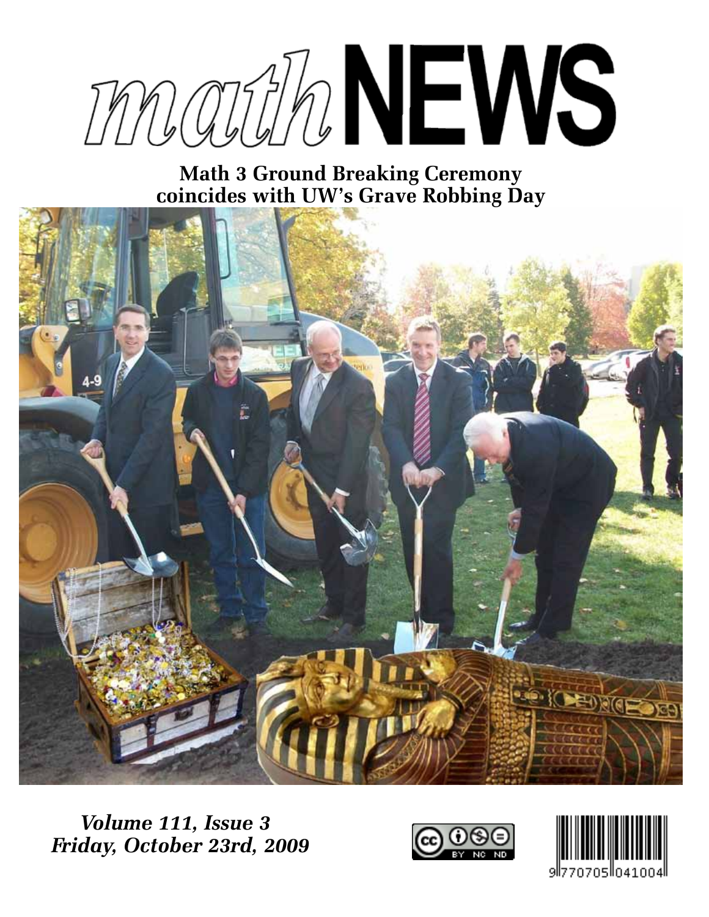# mathNEWS

## Math 3 Ground Breaking Ceremony coincides with UW's Grave Robbing Day

***Volume 111, Issue 3***
***Friday, October 23rd, 2009***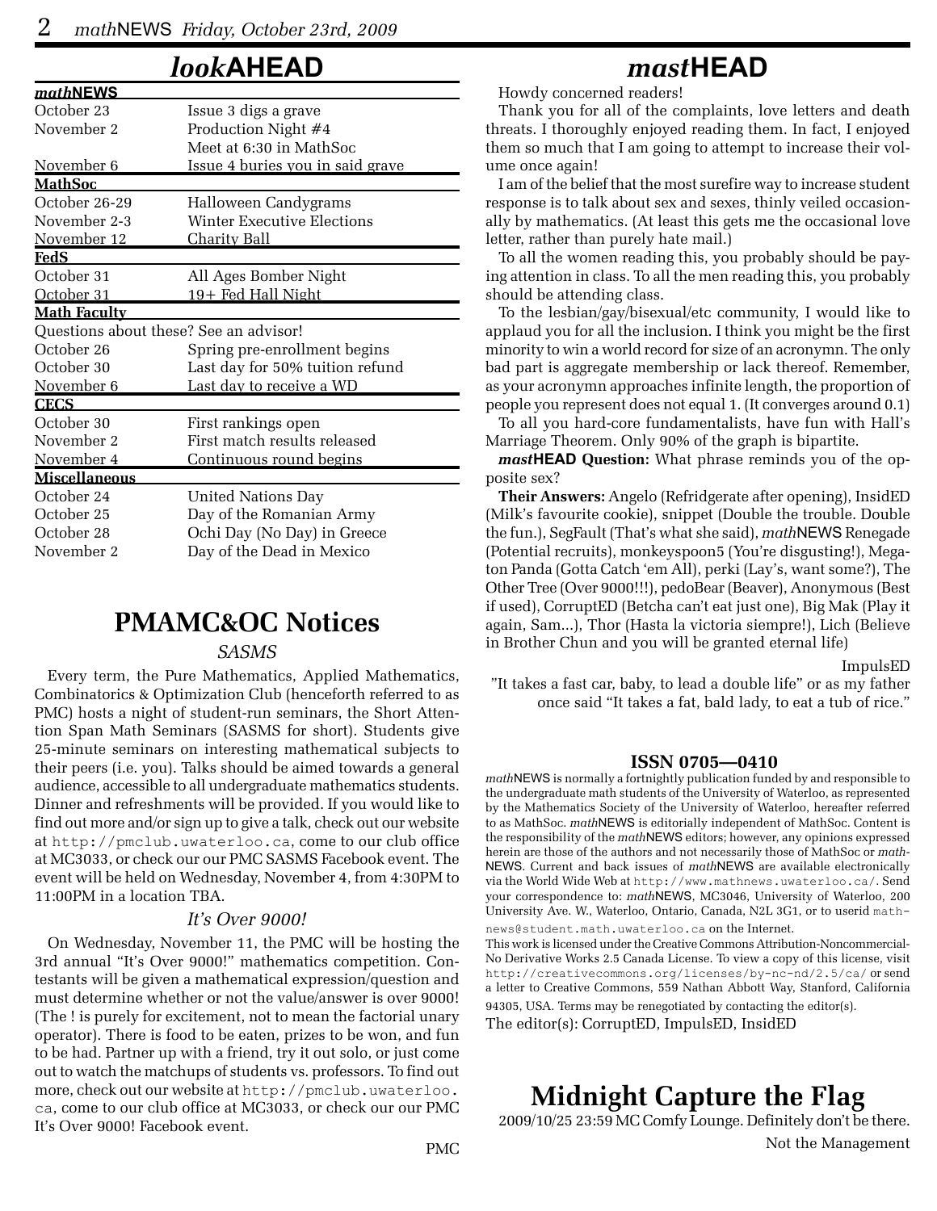# *look*AHEAD

| *math*NEWS | |
|---|---|
| October 23 | Issue 3 digs a grave |
| November 2 | Production Night #4<br>Meet at 6:30 in MathSoc |
| November 6 | Issue 4 buries you in said grave |
| **MathSoc** | |
| October 26-29 | Halloween Candygrams |
| November 2-3 | Winter Executive Elections |
| November 12 | Charity Ball |
| **FedS** | |
| October 31 | All Ages Bomber Night |
| October 31 | 19+ Fed Hall Night |
| **Math Faculty** | |
| Questions about these? See an advisor! | |
| October 26 | Spring pre-enrollment begins |
| October 30 | Last day for 50% tuition refund |
| November 6 | Last day to receive a WD |
| **CECS** | |
| October 30 | First rankings open |
| November 2 | First match results released |
| November 4 | Continuous round begins |
| **Miscellaneous** | |
| October 24 | United Nations Day |
| October 25 | Day of the Romanian Army |
| October 28 | Ochi Day (No Day) in Greece |
| November 2 | Day of the Dead in Mexico |

# PMAMC&OC Notices

### *SASMS*

Every term, the Pure Mathematics, Applied Mathematics, Combinatorics & Optimization Club (henceforth referred to as PMC) hosts a night of student-run seminars, the Short Attention Span Math Seminars (SASMS for short). Students give 25-minute seminars on interesting mathematical subjects to their peers (i.e. you). Talks should be aimed towards a general audience, accessible to all undergraduate mathematics students. Dinner and refreshments will be provided. If you would like to find out more and/or sign up to give a talk, check out our website at http://pmclub.uwaterloo.ca, come to our club office at MC3033, or check our our PMC SASMS Facebook event. The event will be held on Wednesday, November 4, from 4:30PM to 11:00PM in a location TBA.

### *It's Over 9000!*

On Wednesday, November 11, the PMC will be hosting the 3rd annual "It's Over 9000!" mathematics competition. Contestants will be given a mathematical expression/question and must determine whether or not the value/answer is over 9000! (The ! is purely for excitement, not to mean the factorial unary operator). There is food to be eaten, prizes to be won, and fun to be had. Partner up with a friend, try it out solo, or just come out to watch the matchups of students vs. professors. To find out more, check out our website at http://pmclub.uwaterloo.ca, come to our club office at MC3033, or check our our PMC It's Over 9000! Facebook event.

PMC

# *mast*HEAD

Howdy concerned readers!

Thank you for all of the complaints, love letters and death threats. I thoroughly enjoyed reading them. In fact, I enjoyed them so much that I am going to attempt to increase their volume once again!

I am of the belief that the most surefire way to increase student response is to talk about sex and sexes, thinly veiled occasionally by mathematics. (At least this gets me the occasional love letter, rather than purely hate mail.)

To all the women reading this, you probably should be paying attention in class. To all the men reading this, you probably should be attending class.

To the lesbian/gay/bisexual/etc community, I would like to applaud you for all the inclusion. I think you might be the first minority to win a world record for size of an acronymn. The only bad part is aggregate membership or lack thereof. Remember, as your acronymn approaches infinite length, the proportion of people you represent does not equal 1. (It converges around 0.1)

To all you hard-core fundamentalists, have fun with Hall's Marriage Theorem. Only 90% of the graph is bipartite.

***mast*HEAD Question:** What phrase reminds you of the opposite sex?

**Their Answers:** Angelo (Refridgerate after opening), InsidED (Milk's favourite cookie), snippet (Double the trouble. Double the fun.), SegFault (That's what she said), *math*NEWS Renegade (Potential recruits), monkeyspoon5 (You're disgusting!), Megaton Panda (Gotta Catch 'em All), perki (Lay's, want some?), The Other Tree (Over 9000!!!), pedoBear (Beaver), Anonymous (Best if used), CorruptED (Betcha can't eat just one), Big Mak (Play it again, Sam...), Thor (Hasta la victoria siempre!), Lich (Believe in Brother Chun and you will be granted eternal life)

ImpulsED

"It takes a fast car, baby, to lead a double life" or as my father once said "It takes a fat, bald lady, to eat a tub of rice."

**ISSN 0705—0410**

*math*NEWS is normally a fortnightly publication funded by and responsible to the undergraduate math students of the University of Waterloo, as represented by the Mathematics Society of the University of Waterloo, hereafter referred to as MathSoc. *math*NEWS is editorially independent of MathSoc. Content is the responsibility of the *math*NEWS editors; however, any opinions expressed herein are those of the authors and not necessarily those of MathSoc or *math*NEWS. Current and back issues of *math*NEWS are available electronically via the World Wide Web at http://www.mathnews.uwaterloo.ca/. Send your correspondence to: *math*NEWS, MC3046, University of Waterloo, 200 University Ave. W., Waterloo, Ontario, Canada, N2L 3G1, or to userid mathnews@student.math.uwaterloo.ca on the Internet.

This work is licensed under the Creative Commons Attribution-Noncommercial-No Derivative Works 2.5 Canada License. To view a copy of this license, visit http://creativecommons.org/licenses/by-nc-nd/2.5/ca/ or send a letter to Creative Commons, 559 Nathan Abbott Way, Stanford, California 94305, USA. Terms may be renegotiated by contacting the editor(s).

The editor(s): CorruptED, ImpulsED, InsidED

# Midnight Capture the Flag

2009/10/25 23:59 MC Comfy Lounge. Definitely don't be there.

Not the Management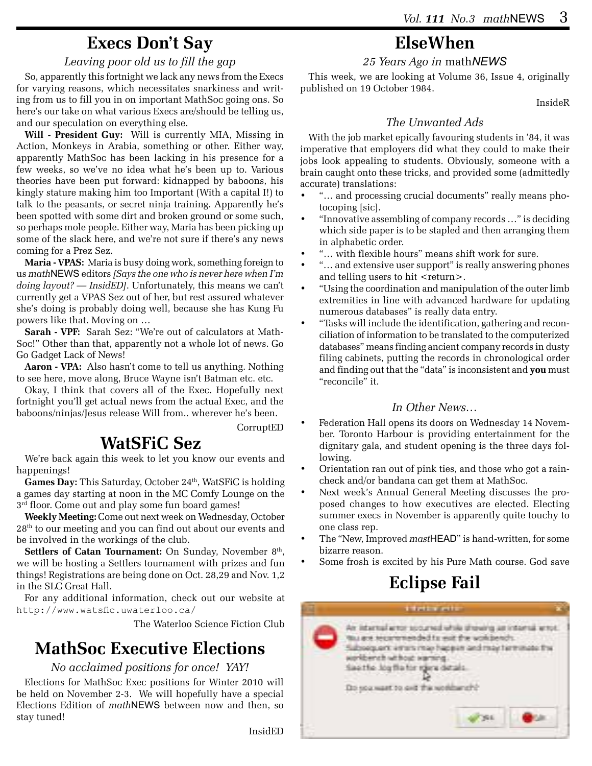# Execs Don't Say

*Leaving poor old us to fill the gap*

So, apparently this fortnight we lack any news from the Execs for varying reasons, which necessitates snarkiness and writing from us to fill you in on important MathSoc going ons. So here's our take on what various Execs are/should be telling us, and our speculation on everything else.

**Will - President Guy:** Will is currently MIA, Missing in Action, Monkeys in Arabia, something or other. Either way, apparently MathSoc has been lacking in his presence for a few weeks, so we've no idea what he's been up to. Various theories have been put forward: kidnapped by baboons, his kingly stature making him too Important (With a capital I!) to talk to the peasants, or secret ninja training. Apparently he's been spotted with some dirt and broken ground or some such, so perhaps mole people. Either way, Maria has been picking up some of the slack here, and we're not sure if there's any news coming for a Prez Sez.

**Maria - VPAS:** Maria is busy doing work, something foreign to us *math*NEWS editors *[Says the one who is never here when I'm doing layout? — InsidED]*. Unfortunately, this means we can't currently get a VPAS Sez out of her, but rest assured whatever she's doing is probably doing well, because she has Kung Fu powers like that. Moving on …

**Sarah - VPF:** Sarah Sez: "We're out of calculators at MathSoc!" Other than that, apparently not a whole lot of news. Go Go Gadget Lack of News!

**Aaron - VPA:** Also hasn't come to tell us anything. Nothing to see here, move along, Bruce Wayne isn't Batman etc. etc.

Okay, I think that covers all of the Exec. Hopefully next fortnight you'll get actual news from the actual Exec, and the baboons/ninjas/Jesus release Will from.. wherever he's been.

CorruptED

# WatSFiC Sez

We're back again this week to let you know our events and happenings!

**Games Day:** This Saturday, October 24th, WatSFiC is holding a games day starting at noon in the MC Comfy Lounge on the 3rd floor. Come out and play some fun board games!

**Weekly Meeting:** Come out next week on Wednesday, October 28th to our meeting and you can find out about our events and be involved in the workings of the club.

**Settlers of Catan Tournament:** On Sunday, November 8th, we will be hosting a Settlers tournament with prizes and fun things! Registrations are being done on Oct. 28,29 and Nov. 1,2 in the SLC Great Hall.

For any additional information, check out our website at `http://www.watsfic.uwaterloo.ca/`

The Waterloo Science Fiction Club

# MathSoc Executive Elections

*No acclaimed positions for once! YAY!*

Elections for MathSoc Exec positions for Winter 2010 will be held on November 2-3. We will hopefully have a special Elections Edition of *math*NEWS between now and then, so stay tuned!

InsidED

# ElseWhen

*25 Years Ago in math*NEWS

This week, we are looking at Volume 36, Issue 4, originally published on 19 October 1984.

InsideR

### *The Unwanted Ads*

With the job market epically favouring students in '84, it was imperative that employers did what they could to make their jobs look appealing to students. Obviously, someone with a brain caught onto these tricks, and provided some (admittedly accurate) translations:

- "… and processing crucial documents" really means photocoping [sic].
- "Innovative assembling of company records …" is deciding which side paper is to be stapled and then arranging them in alphabetic order.
- "… with flexible hours" means shift work for sure.
- "… and extensive user support" is really answering phones and telling users to hit <return>.
- "Using the coordination and manipulation of the outer limb extremities in line with advanced hardware for updating numerous databases" is really data entry.
- "Tasks will include the identification, gathering and reconciliation of information to be translated to the computerized databases" means finding ancient company records in dusty filing cabinets, putting the records in chronological order and finding out that the "data" is inconsistent and **you** must "reconcile" it.

### *In Other News…*

- Federation Hall opens its doors on Wednesday 14 November. Toronto Harbour is providing entertainment for the dignitary gala, and student opening is the three days following.
- Orientation ran out of pink ties, and those who got a raincheck and/or bandana can get them at MathSoc.
- Next week's Annual General Meeting discusses the proposed changes to how executives are elected. Electing summer execs in November is apparently quite touchy to one class rep.
- The "New, Improved *mast*HEAD" is hand-written, for some bizarre reason.
- Some frosh is excited by his Pure Math course. God save

# Eclipse Fail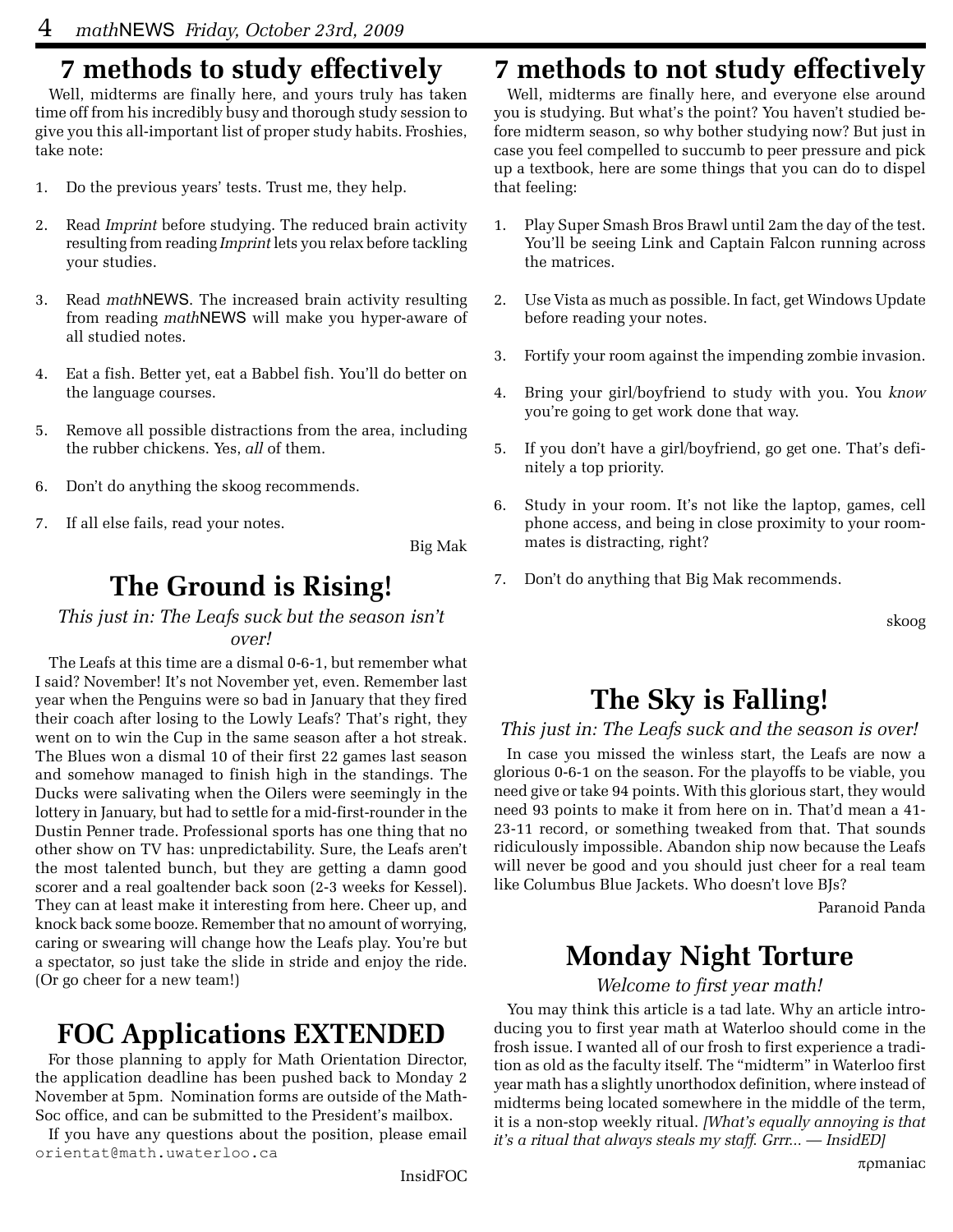## 7 methods to study effectively

Well, midterms are finally here, and yours truly has taken time off from his incredibly busy and thorough study session to give you this all-important list of proper study habits. Froshies, take note:

1. Do the previous years' tests. Trust me, they help.
2. Read *Imprint* before studying. The reduced brain activity resulting from reading *Imprint* lets you relax before tackling your studies.
3. Read *math*NEWS. The increased brain activity resulting from reading *math*NEWS will make you hyper-aware of all studied notes.
4. Eat a fish. Better yet, eat a Babbel fish. You'll do better on the language courses.
5. Remove all possible distractions from the area, including the rubber chickens. Yes, *all* of them.
6. Don't do anything the skoog recommends.
7. If all else fails, read your notes.

Big Mak

## The Ground is Rising!

*This just in: The Leafs suck but the season isn't over!*

The Leafs at this time are a dismal 0-6-1, but remember what I said? November! It's not November yet, even. Remember last year when the Penguins were so bad in January that they fired their coach after losing to the Lowly Leafs? That's right, they went on to win the Cup in the same season after a hot streak. The Blues won a dismal 10 of their first 22 games last season and somehow managed to finish high in the standings. The Ducks were salivating when the Oilers were seemingly in the lottery in January, but had to settle for a mid-first-rounder in the Dustin Penner trade. Professional sports has one thing that no other show on TV has: unpredictability. Sure, the Leafs aren't the most talented bunch, but they are getting a damn good scorer and a real goaltender back soon (2-3 weeks for Kessel). They can at least make it interesting from here. Cheer up, and knock back some booze. Remember that no amount of worrying, caring or swearing will change how the Leafs play. You're but a spectator, so just take the slide in stride and enjoy the ride. (Or go cheer for a new team!)

## FOC Applications EXTENDED

For those planning to apply for Math Orientation Director, the application deadline has been pushed back to Monday 2 November at 5pm. Nomination forms are outside of the MathSoc office, and can be submitted to the President's mailbox.

If you have any questions about the position, please email `orientat@math.uwaterloo.ca`

InsidFOC

## 7 methods to not study effectively

Well, midterms are finally here, and everyone else around you is studying. But what's the point? You haven't studied before midterm season, so why bother studying now? But just in case you feel compelled to succumb to peer pressure and pick up a textbook, here are some things that you can do to dispel that feeling:

1. Play Super Smash Bros Brawl until 2am the day of the test. You'll be seeing Link and Captain Falcon running across the matrices.
2. Use Vista as much as possible. In fact, get Windows Update before reading your notes.
3. Fortify your room against the impending zombie invasion.
4. Bring your girl/boyfriend to study with you. You *know* you're going to get work done that way.
5. If you don't have a girl/boyfriend, go get one. That's definitely a top priority.
6. Study in your room. It's not like the laptop, games, cell phone access, and being in close proximity to your roommates is distracting, right?
7. Don't do anything that Big Mak recommends.

skoog

## The Sky is Falling!

*This just in: The Leafs suck and the season is over!*

In case you missed the winless start, the Leafs are now a glorious 0-6-1 on the season. For the playoffs to be viable, you need give or take 94 points. With this glorious start, they would need 93 points to make it from here on in. That'd mean a 41-23-11 record, or something tweaked from that. That sounds ridiculously impossible. Abandon ship now because the Leafs will never be good and you should just cheer for a real team like Columbus Blue Jackets. Who doesn't love BJs?

Paranoid Panda

## Monday Night Torture

*Welcome to first year math!*

You may think this article is a tad late. Why an article introducing you to first year math at Waterloo should come in the frosh issue. I wanted all of our frosh to first experience a tradition as old as the faculty itself. The "midterm" in Waterloo first year math has a slightly unorthodox definition, where instead of midterms being located somewhere in the middle of the term, it is a non-stop weekly ritual. *[What's equally annoying is that it's a ritual that always steals my staff. Grrr... — InsidED]*

πρmaniac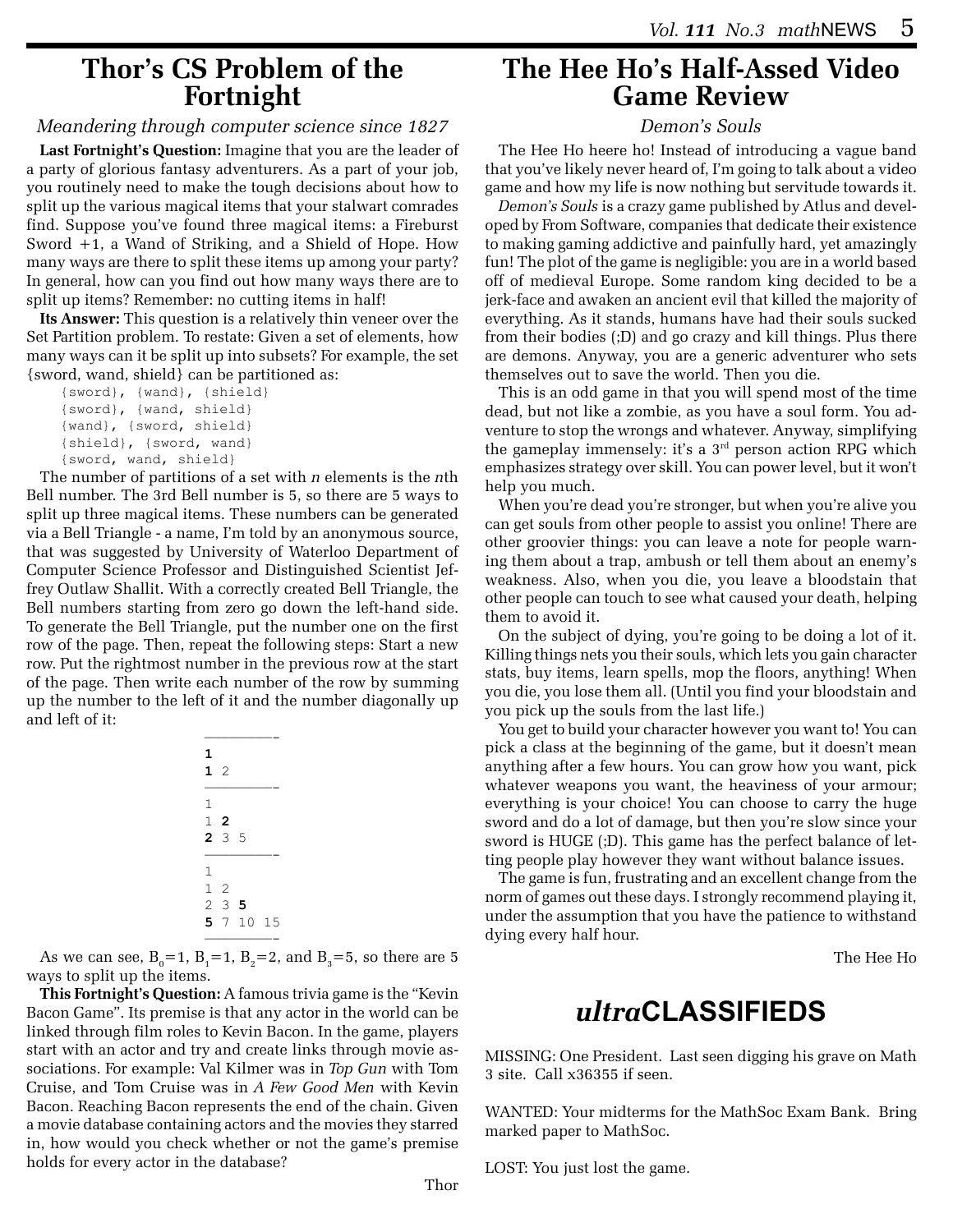# Thor's CS Problem of the Fortnight

*Meandering through computer science since 1827*

**Last Fortnight's Question:** Imagine that you are the leader of a party of glorious fantasy adventurers. As a part of your job, you routinely need to make the tough decisions about how to split up the various magical items that your stalwart comrades find. Suppose you've found three magical items: a Fireburst Sword +1, a Wand of Striking, and a Shield of Hope. How many ways are there to split these items up among your party? In general, how can you find out how many ways there are to split up items? Remember: no cutting items in half!

**Its Answer:** This question is a relatively thin veneer over the Set Partition problem. To restate: Given a set of elements, how many ways can it be split up into subsets? For example, the set {sword, wand, shield} can be partitioned as:

```
{sword}, {wand}, {shield}
{sword}, {wand, shield}
{wand}, {sword, shield}
{shield}, {sword, wand}
{sword, wand, shield}
```

The number of partitions of a set with *n* elements is the *n*th Bell number. The 3rd Bell number is 5, so there are 5 ways to split up three magical items. These numbers can be generated via a Bell Triangle - a name, I'm told by an anonymous source, that was suggested by University of Waterloo Department of Computer Science Professor and Distinguished Scientist Jeffrey Outlaw Shallit. With a correctly created Bell Triangle, the Bell numbers starting from zero go down the left-hand side. To generate the Bell Triangle, put the number one on the first row of the page. Then, repeat the following steps: Start a new row. Put the rightmost number in the previous row at the start of the page. Then write each number of the row by summing up the number to the left of it and the number diagonally up and left of it:

```
---------
1
1 2
---------
1
1 2
2 3 5
---------
1
1 2
2 3 5
5 7 10 15
---------
```

As we can see, $B_0=1$, $B_1=1$, $B_2=2$, and $B_3=5$, so there are 5 ways to split up the items.

**This Fortnight's Question:** A famous trivia game is the "Kevin Bacon Game". Its premise is that any actor in the world can be linked through film roles to Kevin Bacon. In the game, players start with an actor and try and create links through movie associations. For example: Val Kilmer was in *Top Gun* with Tom Cruise, and Tom Cruise was in *A Few Good Men* with Kevin Bacon. Reaching Bacon represents the end of the chain. Given a movie database containing actors and the movies they starred in, how would you check whether or not the game's premise holds for every actor in the database?

Thor

# The Hee Ho's Half-Assed Video Game Review

*Demon's Souls*

The Hee Ho heere ho! Instead of introducing a vague band that you've likely never heard of, I'm going to talk about a video game and how my life is now nothing but servitude towards it.

*Demon's Souls* is a crazy game published by Atlus and developed by From Software, companies that dedicate their existence to making gaming addictive and painfully hard, yet amazingly fun! The plot of the game is negligible: you are in a world based off of medieval Europe. Some random king decided to be a jerk-face and awaken an ancient evil that killed the majority of everything. As it stands, humans have had their souls sucked from their bodies (;D) and go crazy and kill things. Plus there are demons. Anyway, you are a generic adventurer who sets themselves out to save the world. Then you die.

This is an odd game in that you will spend most of the time dead, but not like a zombie, as you have a soul form. You adventure to stop the wrongs and whatever. Anyway, simplifying the gameplay immensely: it's a 3rd person action RPG which emphasizes strategy over skill. You can power level, but it won't help you much.

When you're dead you're stronger, but when you're alive you can get souls from other people to assist you online! There are other groovier things: you can leave a note for people warning them about a trap, ambush or tell them about an enemy's weakness. Also, when you die, you leave a bloodstain that other people can touch to see what caused your death, helping them to avoid it.

On the subject of dying, you're going to be doing a lot of it. Killing things nets you their souls, which lets you gain character stats, buy items, learn spells, mop the floors, anything! When you die, you lose them all. (Until you find your bloodstain and you pick up the souls from the last life.)

You get to build your character however you want to! You can pick a class at the beginning of the game, but it doesn't mean anything after a few hours. You can grow how you want, pick whatever weapons you want, the heaviness of your armour; everything is your choice! You can choose to carry the huge sword and do a lot of damage, but then you're slow since your sword is HUGE (;D). This game has the perfect balance of letting people play however they want without balance issues.

The game is fun, frustrating and an excellent change from the norm of games out these days. I strongly recommend playing it, under the assumption that you have the patience to withstand dying every half hour.

The Hee Ho

# *ultra*CLASSIFIEDS

MISSING: One President. Last seen digging his grave on Math 3 site. Call x36355 if seen.

WANTED: Your midterms for the MathSoc Exam Bank. Bring marked paper to MathSoc.

LOST: You just lost the game.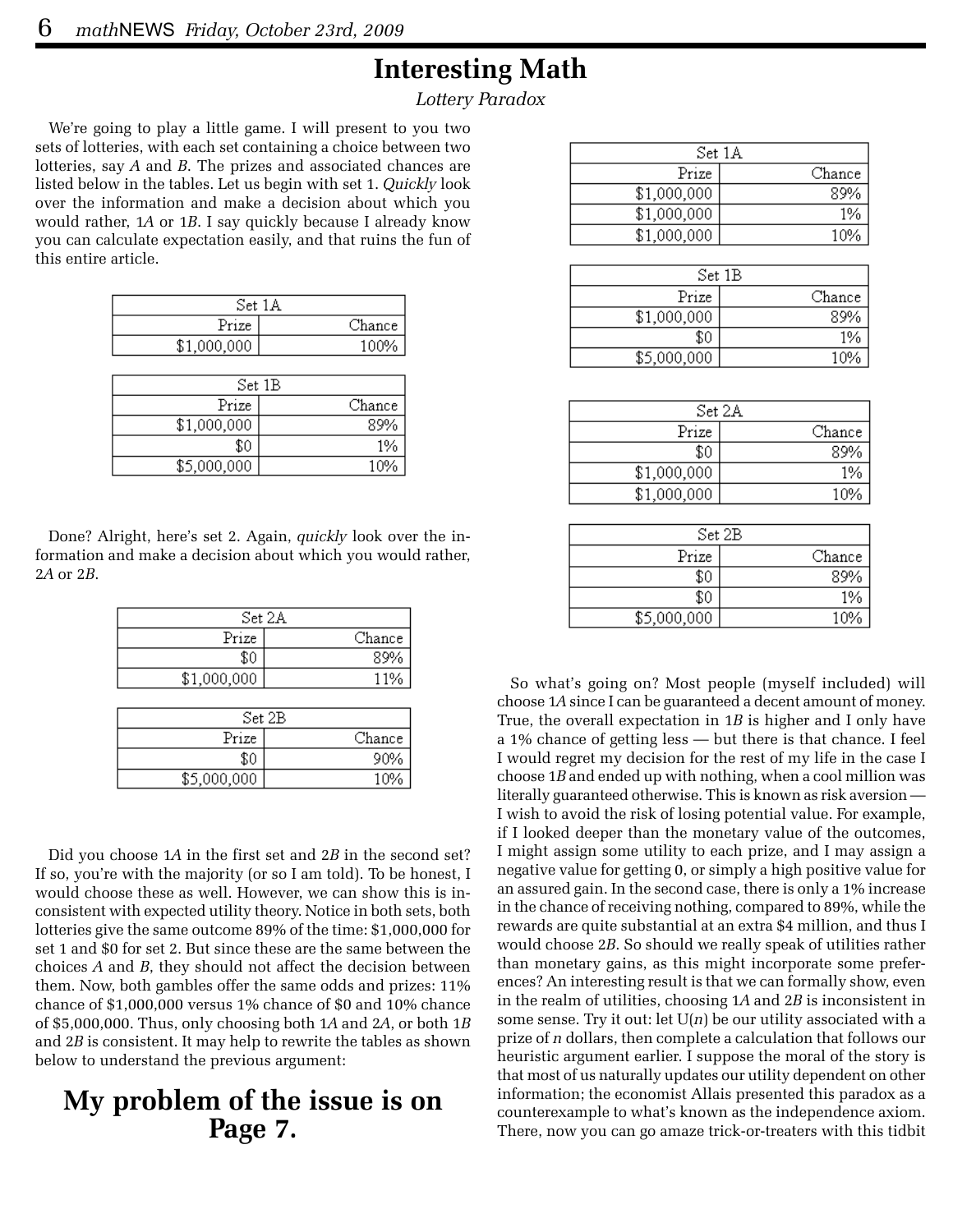# Interesting Math

*Lottery Paradox*

We're going to play a little game. I will present to you two sets of lotteries, with each set containing a choice between two lotteries, say *A* and *B*. The prizes and associated chances are listed below in the tables. Let us begin with set 1. *Quickly* look over the information and make a decision about which you would rather, 1*A* or 1*B*. I say quickly because I already know you can calculate expectation easily, and that ruins the fun of this entire article.

| Set 1A | |
|---|---|
| Prize | Chance |
| $1,000,000 | 100% |

| Set 1B | |
|---|---|
| Prize | Chance |
| $1,000,000 | 89% |
| $0 | 1% |
| $5,000,000 | 10% |

Done? Alright, here's set 2. Again, *quickly* look over the information and make a decision about which you would rather, 2*A* or 2*B*.

| Set 2A | |
|---|---|
| Prize | Chance |
| $0 | 89% |
| $1,000,000 | 11% |

| Set 2B | |
|---|---|
| Prize | Chance |
| $0 | 90% |
| $5,000,000 | 10% |

Did you choose 1*A* in the first set and 2*B* in the second set? If so, you're with the majority (or so I am told). To be honest, I would choose these as well. However, we can show this is inconsistent with expected utility theory. Notice in both sets, both lotteries give the same outcome 89% of the time: $1,000,000 for set 1 and $0 for set 2. But since these are the same between the choices *A* and *B*, they should not affect the decision between them. Now, both gambles offer the same odds and prizes: 11% chance of $1,000,000 versus 1% chance of $0 and 10% chance of $5,000,000. Thus, only choosing both 1*A* and 2*A*, or both 1*B* and 2*B* is consistent. It may help to rewrite the tables as shown below to understand the previous argument:

| Set 1A | |
|---|---|
| Prize | Chance |
| $1,000,000 | 89% |
| $1,000,000 | 1% |
| $1,000,000 | 10% |

| Set 1B | |
|---|---|
| Prize | Chance |
| $1,000,000 | 89% |
| $0 | 1% |
| $5,000,000 | 10% |

| Set 2A | |
|---|---|
| Prize | Chance |
| $0 | 89% |
| $1,000,000 | 1% |
| $1,000,000 | 10% |

| Set 2B | |
|---|---|
| Prize | Chance |
| $0 | 89% |
| $0 | 1% |
| $5,000,000 | 10% |

So what's going on? Most people (myself included) will choose 1*A* since I can be guaranteed a decent amount of money. True, the overall expectation in 1*B* is higher and I only have a 1% chance of getting less — but there is that chance. I feel I would regret my decision for the rest of my life in the case I choose 1*B* and ended up with nothing, when a cool million was literally guaranteed otherwise. This is known as risk aversion — I wish to avoid the risk of losing potential value. For example, if I looked deeper than the monetary value of the outcomes, I might assign some utility to each prize, and I may assign a negative value for getting 0, or simply a high positive value for an assured gain. In the second case, there is only a 1% increase in the chance of receiving nothing, compared to 89%, while the rewards are quite substantial at an extra $4 million, and thus I would choose 2*B*. So should we really speak of utilities rather than monetary gains, as this might incorporate some preferences? An interesting result is that we can formally show, even in the realm of utilities, choosing 1*A* and 2*B* is inconsistent in some sense. Try it out: let $U(n)$ be our utility associated with a prize of $n$ dollars, then complete a calculation that follows our heuristic argument earlier. I suppose the moral of the story is that most of us naturally updates our utility dependent on other information; the economist Allais presented this paradox as a counterexample to what's known as the independence axiom. There, now you can go amaze trick-or-treaters with this tidbit

## My problem of the issue is on Page 7.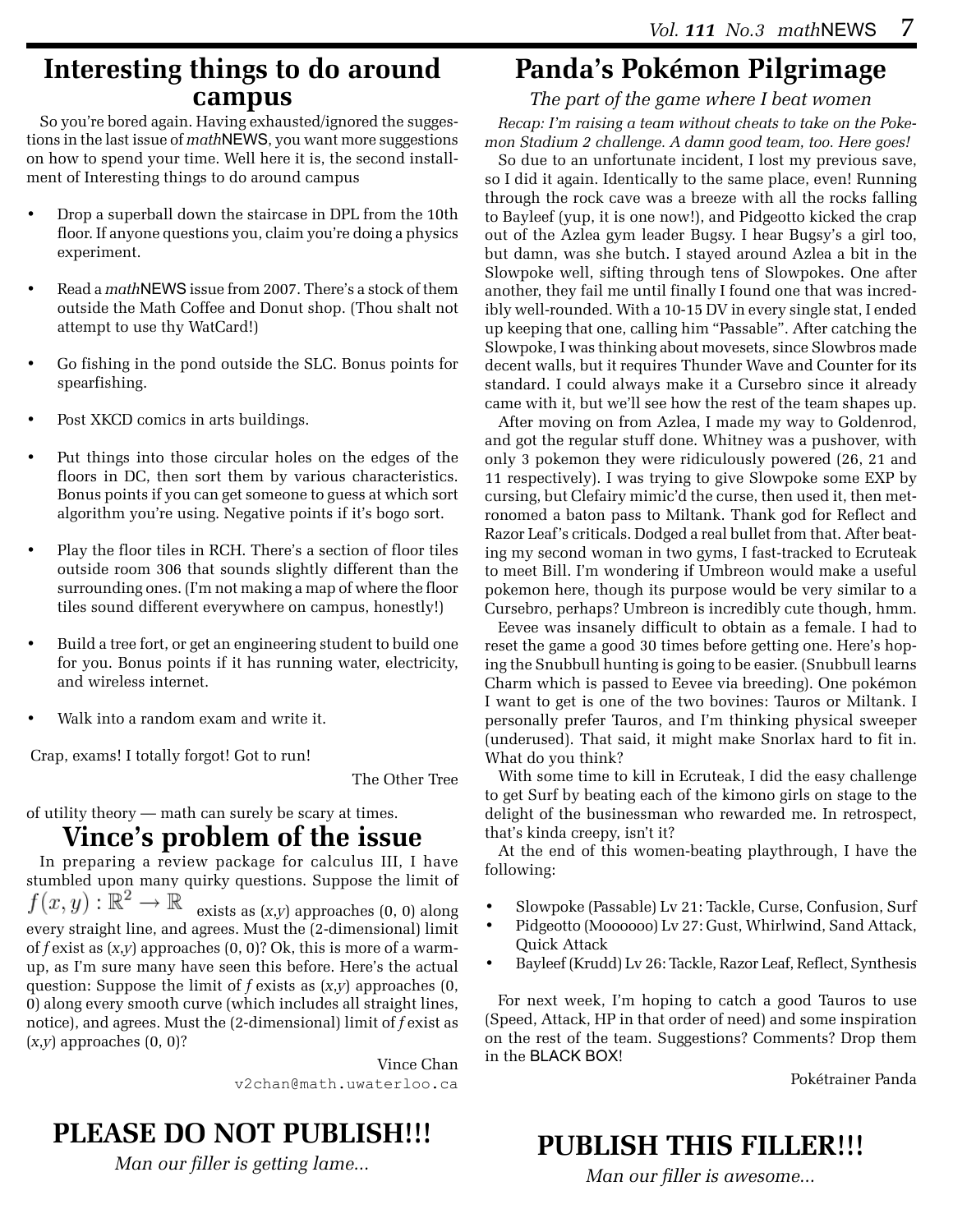## Interesting things to do around campus

So you're bored again. Having exhausted/ignored the suggestions in the last issue of *math*NEWS, you want more suggestions on how to spend your time. Well here it is, the second installment of Interesting things to do around campus

- Drop a superball down the staircase in DPL from the 10th floor. If anyone questions you, claim you're doing a physics experiment.
- Read a *math*NEWS issue from 2007. There's a stock of them outside the Math Coffee and Donut shop. (Thou shalt not attempt to use thy WatCard!)
- Go fishing in the pond outside the SLC. Bonus points for spearfishing.
- Post XKCD comics in arts buildings.
- Put things into those circular holes on the edges of the floors in DC, then sort them by various characteristics. Bonus points if you can get someone to guess at which sort algorithm you're using. Negative points if it's bogo sort.
- Play the floor tiles in RCH. There's a section of floor tiles outside room 306 that sounds slightly different than the surrounding ones. (I'm not making a map of where the floor tiles sound different everywhere on campus, honestly!)
- Build a tree fort, or get an engineering student to build one for you. Bonus points if it has running water, electricity, and wireless internet.
- Walk into a random exam and write it.

Crap, exams! I totally forgot! Got to run!

The Other Tree

of utility theory — math can surely be scary at times.

## Vince's problem of the issue

In preparing a review package for calculus III, I have stumbled upon many quirky questions. Suppose the limit of $f(x, y) : \mathbb{R}^2 \to \mathbb{R}$ exists as $(x,y)$ approaches $(0, 0)$ along every straight line, and agrees. Must the (2-dimensional) limit of $f$ exist as $(x,y)$ approaches $(0, 0)$? Ok, this is more of a warm-up, as I'm sure many have seen this before. Here's the actual question: Suppose the limit of $f$ exists as $(x,y)$ approaches $(0, 0)$ along every smooth curve (which includes all straight lines, notice), and agrees. Must the (2-dimensional) limit of $f$ exist as $(x,y)$ approaches $(0, 0)$?

Vince Chan
v2chan@math.uwaterloo.ca

## PLEASE DO NOT PUBLISH!!!

*Man our filler is getting lame...*

## Panda's Pokémon Pilgrimage

*The part of the game where I beat women*

*Recap: I'm raising a team without cheats to take on the Pokemon Stadium 2 challenge. A damn good team, too. Here goes!*

So due to an unfortunate incident, I lost my previous save, so I did it again. Identically to the same place, even! Running through the rock cave was a breeze with all the rocks falling to Bayleef (yup, it is one now!), and Pidgeotto kicked the crap out of the Azlea gym leader Bugsy. I hear Bugsy's a girl too, but damn, was she butch. I stayed around Azlea a bit in the Slowpoke well, sifting through tens of Slowpokes. One after another, they fail me until finally I found one that was incredibly well-rounded. With a 10-15 DV in every single stat, I ended up keeping that one, calling him "Passable". After catching the Slowpoke, I was thinking about movesets, since Slowbros made decent walls, but it requires Thunder Wave and Counter for its standard. I could always make it a Cursebro since it already came with it, but we'll see how the rest of the team shapes up.

After moving on from Azlea, I made my way to Goldenrod, and got the regular stuff done. Whitney was a pushover, with only 3 pokemon they were ridiculously powered (26, 21 and 11 respectively). I was trying to give Slowpoke some EXP by cursing, but Clefairy mimic'd the curse, then used it, then metronomed a baton pass to Miltank. Thank god for Reflect and Razor Leaf's criticals. Dodged a real bullet from that. After beating my second woman in two gyms, I fast-tracked to Ecruteak to meet Bill. I'm wondering if Umbreon would make a useful pokemon here, though its purpose would be very similar to a Cursebro, perhaps? Umbreon is incredibly cute though, hmm.

Eevee was insanely difficult to obtain as a female. I had to reset the game a good 30 times before getting one. Here's hoping the Snubbull hunting is going to be easier. (Snubbull learns Charm which is passed to Eevee via breeding). One pokémon I want to get is one of the two bovines: Tauros or Miltank. I personally prefer Tauros, and I'm thinking physical sweeper (underused). That said, it might make Snorlax hard to fit in. What do you think?

With some time to kill in Ecruteak, I did the easy challenge to get Surf by beating each of the kimono girls on stage to the delight of the businessman who rewarded me. In retrospect, that's kinda creepy, isn't it?

At the end of this women-beating playthrough, I have the following:

- Slowpoke (Passable) Lv 21: Tackle, Curse, Confusion, Surf
- Pidgeotto (Moooooo) Lv 27: Gust, Whirlwind, Sand Attack, Quick Attack
- Bayleef (Krudd) Lv 26: Tackle, Razor Leaf, Reflect, Synthesis

For next week, I'm hoping to catch a good Tauros to use (Speed, Attack, HP in that order of need) and some inspiration on the rest of the team. Suggestions? Comments? Drop them in the BLACK BOX!

Pokétrainer Panda

## PUBLISH THIS FILLER!!!

*Man our filler is awesome...*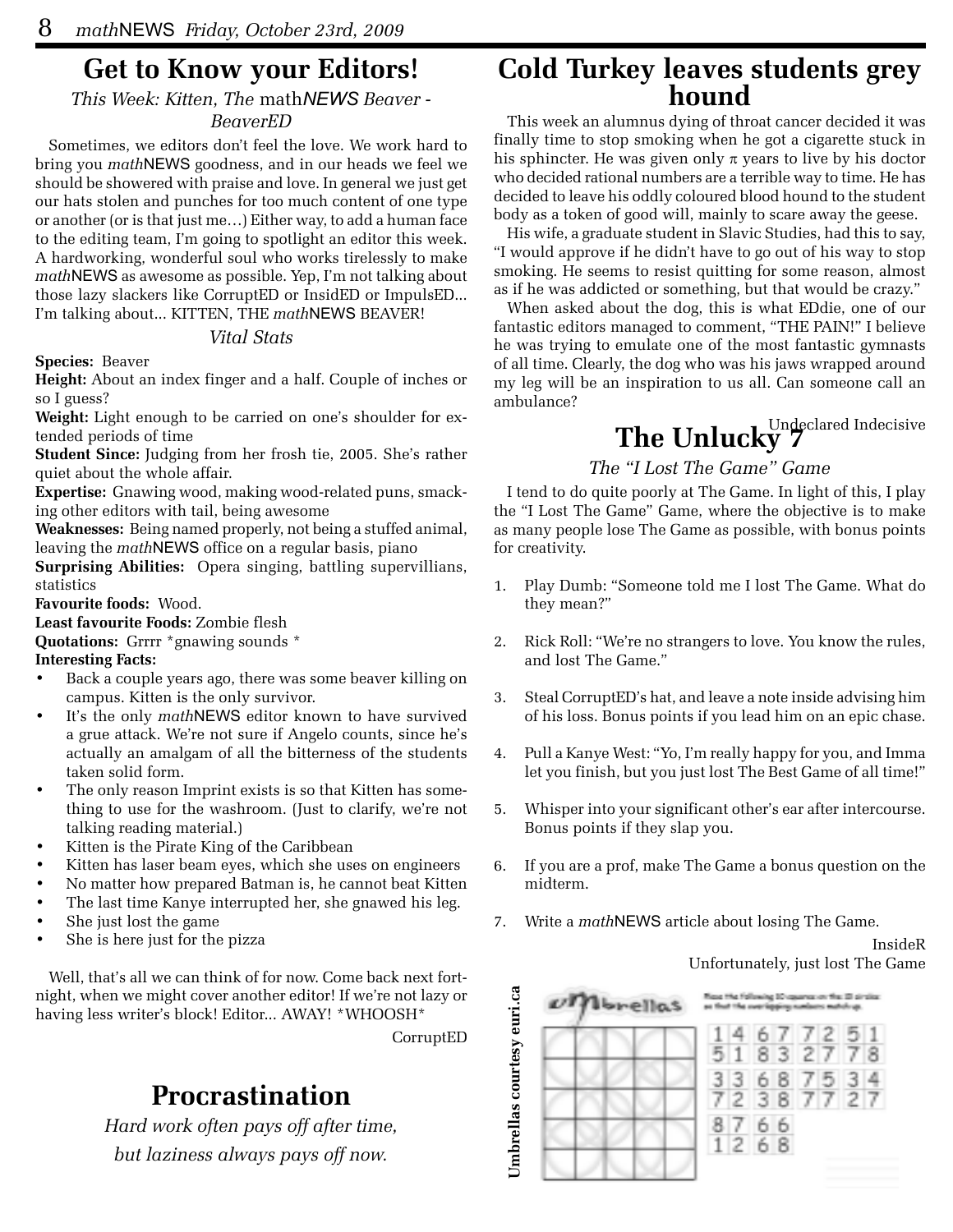## Get to Know your Editors!

*This Week: Kitten, The mathNEWS Beaver - BeaverED*

Sometimes, we editors don't feel the love. We work hard to bring you *math*NEWS goodness, and in our heads we feel we should be showered with praise and love. In general we just get our hats stolen and punches for too much content of one type or another (or is that just me…) Either way, to add a human face to the editing team, I'm going to spotlight an editor this week. A hardworking, wonderful soul who works tirelessly to make *math*NEWS as awesome as possible. Yep, I'm not talking about those lazy slackers like CorruptED or InsidED or ImpulsED... I'm talking about... KITTEN, THE *math*NEWS BEAVER!

*Vital Stats*

**Species:** Beaver

**Height:** About an index finger and a half. Couple of inches or so I guess?

**Weight:** Light enough to be carried on one's shoulder for extended periods of time

**Student Since:** Judging from her frosh tie, 2005. She's rather quiet about the whole affair.

**Expertise:** Gnawing wood, making wood-related puns, smacking other editors with tail, being awesome

**Weaknesses:** Being named properly, not being a stuffed animal, leaving the *math*NEWS office on a regular basis, piano

**Surprising Abilities:** Opera singing, battling supervillians, statistics

**Favourite foods:** Wood.

**Least favourite Foods:** Zombie flesh

**Quotations:** Grrrr *gnawing sounds *

**Interesting Facts:**

- Back a couple years ago, there was some beaver killing on campus. Kitten is the only survivor.
- It's the only *math*NEWS editor known to have survived a grue attack. We're not sure if Angelo counts, since he's actually an amalgam of all the bitterness of the students taken solid form.
- The only reason Imprint exists is so that Kitten has something to use for the washroom. (Just to clarify, we're not talking reading material.)
- Kitten is the Pirate King of the Caribbean
- Kitten has laser beam eyes, which she uses on engineers
- No matter how prepared Batman is, he cannot beat Kitten
- The last time Kanye interrupted her, she gnawed his leg.
- She just lost the game
- She is here just for the pizza

Well, that's all we can think of for now. Come back next fortnight, when we might cover another editor! If we're not lazy or having less writer's block! Editor... AWAY! *WHOOSH*

CorruptED

## Procrastination

*Hard work often pays off after time,*

*but laziness always pays off now.*

## Cold Turkey leaves students grey hound

This week an alumnus dying of throat cancer decided it was finally time to stop smoking when he got a cigarette stuck in his sphincter. He was given only $\pi$ years to live by his doctor who decided rational numbers are a terrible way to time. He has decided to leave his oddly coloured blood hound to the student body as a token of good will, mainly to scare away the geese.

His wife, a graduate student in Slavic Studies, had this to say, "I would approve if he didn't have to go out of his way to stop smoking. He seems to resist quitting for some reason, almost as if he was addicted or something, but that would be crazy."

When asked about the dog, this is what EDdie, one of our fantastic editors managed to comment, "THE PAIN!" I believe he was trying to emulate one of the most fantastic gymnasts of all time. Clearly, the dog who was his jaws wrapped around my leg will be an inspiration to us all. Can someone call an ambulance?

Undeclared Indecisive

## The Unlucky 7

*The "I Lost The Game" Game*

I tend to do quite poorly at The Game. In light of this, I play the "I Lost The Game" Game, where the objective is to make as many people lose The Game as possible, with bonus points for creativity.

1. Play Dumb: "Someone told me I lost The Game. What do they mean?"
2. Rick Roll: "We're no strangers to love. You know the rules, and lost The Game."
3. Steal CorruptED's hat, and leave a note inside advising him of his loss. Bonus points if you lead him on an epic chase.
4. Pull a Kanye West: "Yo, I'm really happy for you, and Imma let you finish, but you just lost The Best Game of all time!"
5. Whisper into your significant other's ear after intercourse. Bonus points if they slap you.
6. If you are a prof, make The Game a bonus question on the midterm.
7. Write a *math*NEWS article about losing The Game.

InsideR

Unfortunately, just lost The Game

Umbrellas courtesy euri.ca

Umbrellas

Place the following 10 squares on the 10 circles so that the overlapping numbers match up.

| | | | | | | |
|---|---|---|---|---|---|---|
| 14 | 67 | 72 | 51 | | | |
| 51 | 83 | 27 | 78 | | | |
| 33 | 68 | 75 | 34 | | | |
| 72 | 38 | 77 | 27 | | | |
| 87 | 66 | | | | | |
| 12 | 68 | | | | | |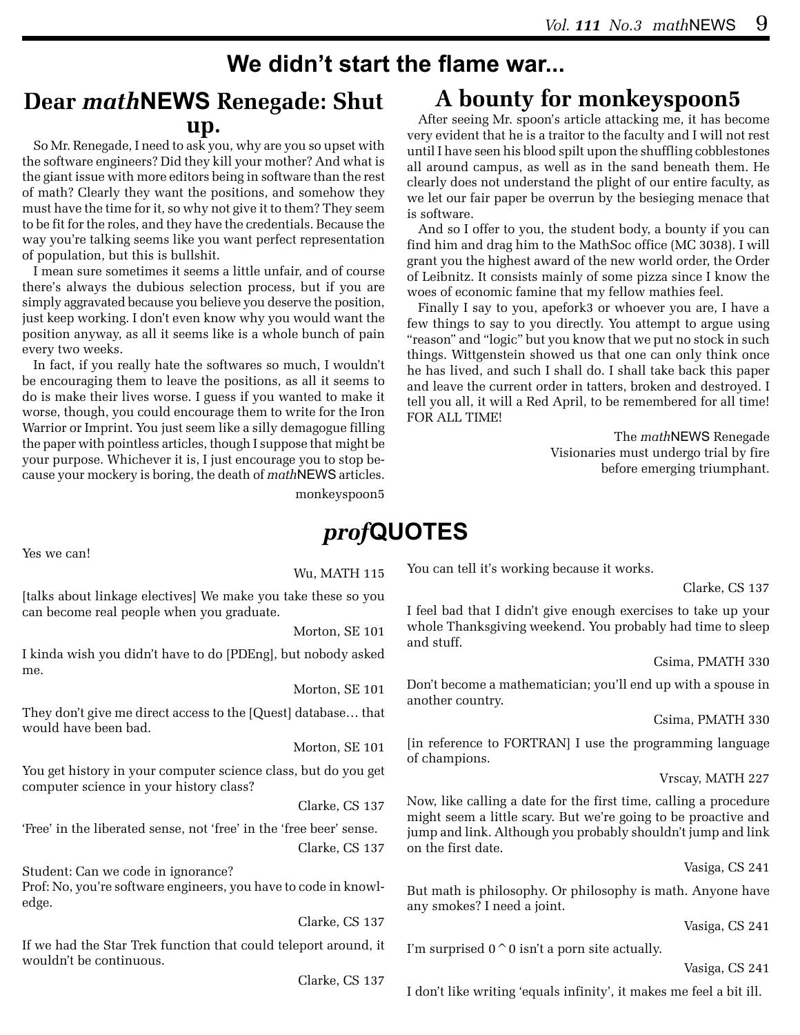# We didn't start the flame war...

## Dear *math*NEWS Renegade: Shut up.

So Mr. Renegade, I need to ask you, why are you so upset with the software engineers? Did they kill your mother? And what is the giant issue with more editors being in software than the rest of math? Clearly they want the positions, and somehow they must have the time for it, so why not give it to them? They seem to be fit for the roles, and they have the credentials. Because the way you're talking seems like you want perfect representation of population, but this is bullshit.

I mean sure sometimes it seems a little unfair, and of course there's always the dubious selection process, but if you are simply aggravated because you believe you deserve the position, just keep working. I don't even know why you would want the position anyway, as all it seems like is a whole bunch of pain every two weeks.

In fact, if you really hate the softwares so much, I wouldn't be encouraging them to leave the positions, as all it seems to do is make their lives worse. I guess if you wanted to make it worse, though, you could encourage them to write for the Iron Warrior or Imprint. You just seem like a silly demagogue filling the paper with pointless articles, though I suppose that might be your purpose. Whichever it is, I just encourage you to stop because your mockery is boring, the death of *math*NEWS articles.

monkeyspoon5

## A bounty for monkeyspoon5

After seeing Mr. spoon's article attacking me, it has become very evident that he is a traitor to the faculty and I will not rest until I have seen his blood spilt upon the shuffling cobblestones all around campus, as well as in the sand beneath them. He clearly does not understand the plight of our entire faculty, as we let our fair paper be overrun by the besieging menace that is software.

And so I offer to you, the student body, a bounty if you can find him and drag him to the MathSoc office (MC 3038). I will grant you the highest award of the new world order, the Order of Leibnitz. It consists mainly of some pizza since I know the woes of economic famine that my fellow mathies feel.

Finally I say to you, apefork3 or whoever you are, I have a few things to say to you directly. You attempt to argue using "reason" and "logic" but you know that we put no stock in such things. Wittgenstein showed us that one can only think once he has lived, and such I shall do. I shall take back this paper and leave the current order in tatters, broken and destroyed. I tell you all, it will a Red April, to be remembered for all time! FOR ALL TIME!

The *math*NEWS Renegade
Visionaries must undergo trial by fire before emerging triumphant.

# *prof*QUOTES

Yes we can!

Wu, MATH 115

[talks about linkage electives] We make you take these so you can become real people when you graduate.

Morton, SE 101

I kinda wish you didn't have to do [PDEng], but nobody asked me.

Morton, SE 101

They don't give me direct access to the [Quest] database… that would have been bad.

Morton, SE 101

You get history in your computer science class, but do you get computer science in your history class?

Clarke, CS 137

'Free' in the liberated sense, not 'free' in the 'free beer' sense.

Clarke, CS 137

Student: Can we code in ignorance?
Prof: No, you're software engineers, you have to code in knowledge.

Clarke, CS 137

If we had the Star Trek function that could teleport around, it wouldn't be continuous.

Clarke, CS 137

You can tell it's working because it works.

Clarke, CS 137

I feel bad that I didn't give enough exercises to take up your whole Thanksgiving weekend. You probably had time to sleep and stuff.

Csima, PMATH 330

Don't become a mathematician; you'll end up with a spouse in another country.

Csima, PMATH 330

[in reference to FORTRAN] I use the programming language of champions.

Vrscay, MATH 227

Now, like calling a date for the first time, calling a procedure might seem a little scary. But we're going to be proactive and jump and link. Although you probably shouldn't jump and link on the first date.

Vasiga, CS 241

But math is philosophy. Or philosophy is math. Anyone have any smokes? I need a joint.

Vasiga, CS 241

I'm surprised 0^0 isn't a porn site actually.

Vasiga, CS 241

I don't like writing 'equals infinity', it makes me feel a bit ill.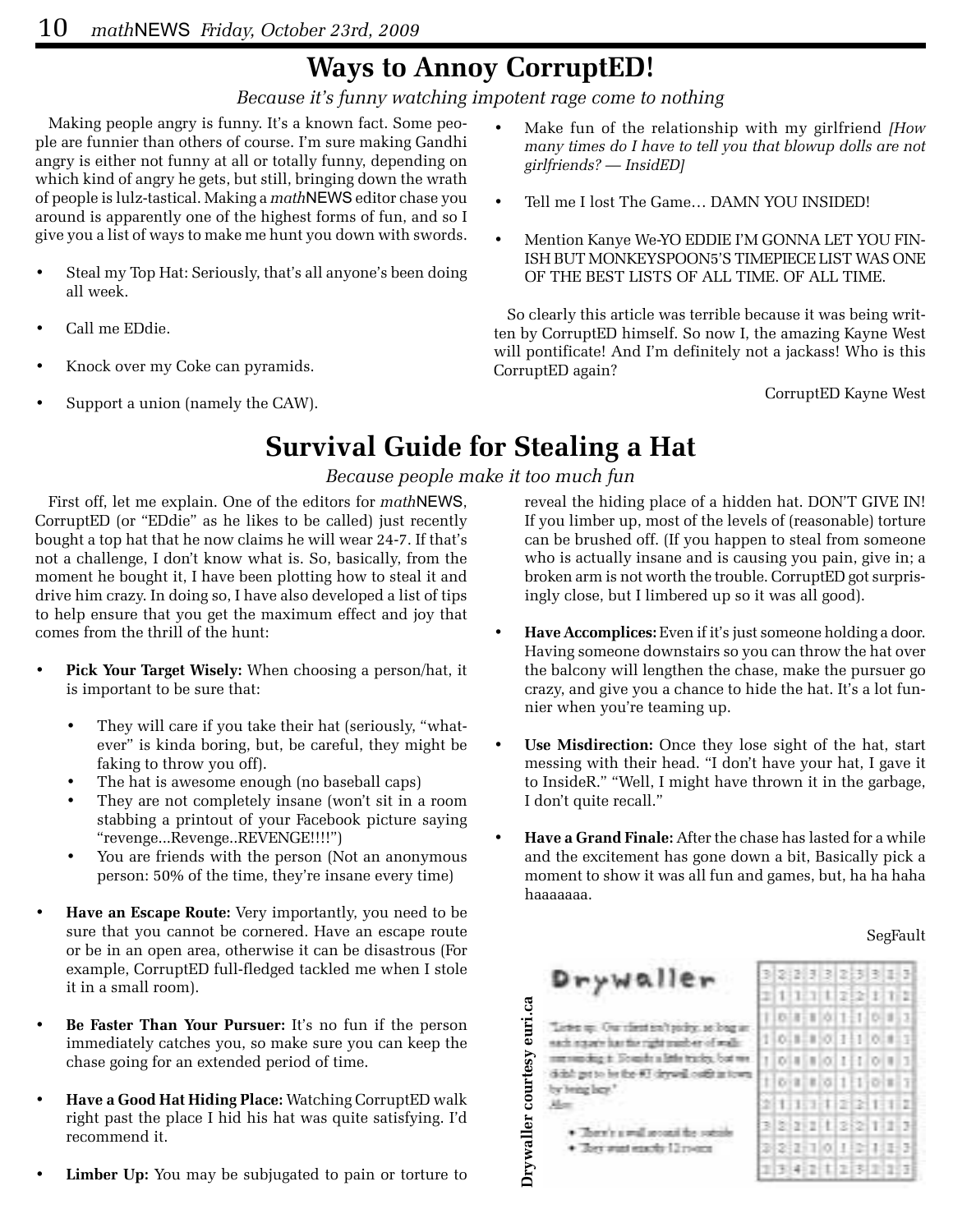## Ways to Annoy CorruptED!

*Because it's funny watching impotent rage come to nothing*

Making people angry is funny. It's a known fact. Some people are funnier than others of course. I'm sure making Gandhi angry is either not funny at all or totally funny, depending on which kind of angry he gets, but still, bringing down the wrath of people is lulz-tastical. Making a *math*NEWS editor chase you around is apparently one of the highest forms of fun, and so I give you a list of ways to make me hunt you down with swords.

- Steal my Top Hat: Seriously, that's all anyone's been doing all week.
- Call me EDdie.
- Knock over my Coke can pyramids.
- Support a union (namely the CAW).
- Make fun of the relationship with my girlfriend *[How many times do I have to tell you that blowup dolls are not girlfriends? — InsidED]*
- Tell me I lost The Game… DAMN YOU INSIDED!
- Mention Kanye We-YO EDDIE I'M GONNA LET YOU FINISH BUT MONKEYSPOON5'S TIMEPIECE LIST WAS ONE OF THE BEST LISTS OF ALL TIME. OF ALL TIME.

So clearly this article was terrible because it was being written by CorruptED himself. So now I, the amazing Kayne West will pontificate! And I'm definitely not a jackass! Who is this CorruptED again?

CorruptED Kayne West

## Survival Guide for Stealing a Hat

*Because people make it too much fun*

First off, let me explain. One of the editors for *math*NEWS, CorruptED (or "EDdie" as he likes to be called) just recently bought a top hat that he now claims he will wear 24-7. If that's not a challenge, I don't know what is. So, basically, from the moment he bought it, I have been plotting how to steal it and drive him crazy. In doing so, I have also developed a list of tips to help ensure that you get the maximum effect and joy that comes from the thrill of the hunt:

- **Pick Your Target Wisely:** When choosing a person/hat, it is important to be sure that:
  - They will care if you take their hat (seriously, "whatever" is kinda boring, but, be careful, they might be faking to throw you off).
  - The hat is awesome enough (no baseball caps)
  - They are not completely insane (won't sit in a room stabbing a printout of your Facebook picture saying "revenge...Revenge..REVENGE!!!!")
  - You are friends with the person (Not an anonymous person: 50% of the time, they're insane every time)
- **Have an Escape Route:** Very importantly, you need to be sure that you cannot be cornered. Have an escape route or be in an open area, otherwise it can be disastrous (For example, CorruptED full-fledged tackled me when I stole it in a small room).
- **Be Faster Than Your Pursuer:** It's no fun if the person immediately catches you, so make sure you can keep the chase going for an extended period of time.
- **Have a Good Hat Hiding Place:** Watching CorruptED walk right past the place I hid his hat was quite satisfying. I'd recommend it.
- **Limber Up:** You may be subjugated to pain or torture to reveal the hiding place of a hidden hat. DON'T GIVE IN! If you limber up, most of the levels of (reasonable) torture can be brushed off. (If you happen to steal from someone who is actually insane and is causing you pain, give in; a broken arm is not worth the trouble. CorruptED got surprisingly close, but I limbered up so it was all good).
- **Have Accomplices:** Even if it's just someone holding a door. Having someone downstairs so you can throw the hat over the balcony will lengthen the chase, make the pursuer go crazy, and give you a chance to hide the hat. It's a lot funnier when you're teaming up.
- **Use Misdirection:** Once they lose sight of the hat, start messing with their head. "I don't have your hat, I gave it to InsideR." "Well, I might have thrown it in the garbage, I don't quite recall."
- **Have a Grand Finale:** After the chase has lasted for a while and the excitement has gone down a bit, Basically pick a moment to show it was all fun and games, but, ha ha haha haaaaaaa.

SegFault

**Drywaller**

"Listen up. Our client isn't picky, so long as each square has the right number of walls surrounding it. Sounds a little tricky, but we didn't get to be the #1 drywall outfit in town by being lazy."
Alex

- There's a wall around the outside
- They want exactly 12 rooms

**Drywaller courtesy euri.ca**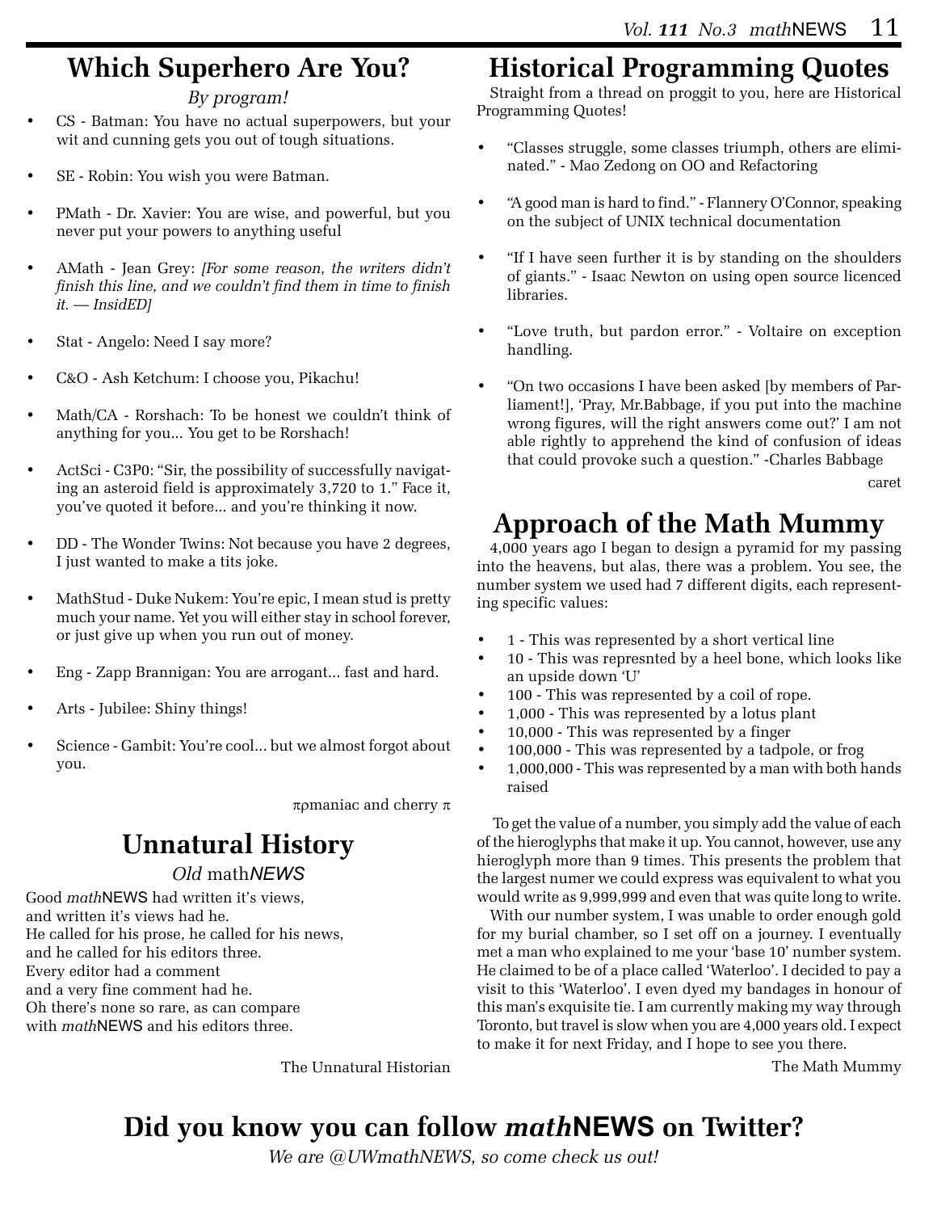## Which Superhero Are You?

*By program!*

- CS - Batman: You have no actual superpowers, but your wit and cunning gets you out of tough situations.
- SE - Robin: You wish you were Batman.
- PMath - Dr. Xavier: You are wise, and powerful, but you never put your powers to anything useful
- AMath - Jean Grey: *[For some reason, the writers didn't finish this line, and we couldn't find them in time to finish it. — InsidED]*
- Stat - Angelo: Need I say more?
- C&O - Ash Ketchum: I choose you, Pikachu!
- Math/CA - Rorshach: To be honest we couldn't think of anything for you... You get to be Rorshach!
- ActSci - C3P0: "Sir, the possibility of successfully navigating an asteroid field is approximately 3,720 to 1." Face it, you've quoted it before... and you're thinking it now.
- DD - The Wonder Twins: Not because you have 2 degrees, I just wanted to make a tits joke.
- MathStud - Duke Nukem: You're epic, I mean stud is pretty much your name. Yet you will either stay in school forever, or just give up when you run out of money.
- Eng - Zapp Brannigan: You are arrogant... fast and hard.
- Arts - Jubilee: Shiny things!
- Science - Gambit: You're cool... but we almost forgot about you.

πρmaniac and cherry π

## Unnatural History

*Old* math*NEWS*

Good *math*NEWS had written it's views,
and written it's views had he.
He called for his prose, he called for his news,
and he called for his editors three.
Every editor had a comment
and a very fine comment had he.
Oh there's none so rare, as can compare
with *math*NEWS and his editors three.

The Unnatural Historian

## Historical Programming Quotes

Straight from a thread on proggit to you, here are Historical Programming Quotes!

- "Classes struggle, some classes triumph, others are eliminated." - Mao Zedong on OO and Refactoring
- "A good man is hard to find." - Flannery O'Connor, speaking on the subject of UNIX technical documentation
- "If I have seen further it is by standing on the shoulders of giants." - Isaac Newton on using open source licenced libraries.
- "Love truth, but pardon error." - Voltaire on exception handling.
- "On two occasions I have been asked [by members of Parliament!], 'Pray, Mr.Babbage, if you put into the machine wrong figures, will the right answers come out?' I am not able rightly to apprehend the kind of confusion of ideas that could provoke such a question." -Charles Babbage

caret

## Approach of the Math Mummy

4,000 years ago I began to design a pyramid for my passing into the heavens, but alas, there was a problem. You see, the number system we used had 7 different digits, each representing specific values:

- 1 - This was represented by a short vertical line
- 10 - This was represnted by a heel bone, which looks like an upside down 'U'
- 100 - This was represented by a coil of rope.
- 1,000 - This was represented by a lotus plant
- 10,000 - This was represented by a finger
- 100,000 - This was represented by a tadpole, or frog
- 1,000,000 - This was represented by a man with both hands raised

To get the value of a number, you simply add the value of each of the hieroglyphs that make it up. You cannot, however, use any hieroglyph more than 9 times. This presents the problem that the largest numer we could express was equivalent to what you would write as 9,999,999 and even that was quite long to write.

With our number system, I was unable to order enough gold for my burial chamber, so I set off on a journey. I eventually met a man who explained to me your 'base 10' number system. He claimed to be of a place called 'Waterloo'. I decided to pay a visit to this 'Waterloo'. I even dyed my bandages in honour of this man's exquisite tie. I am currently making my way through Toronto, but travel is slow when you are 4,000 years old. I expect to make it for next Friday, and I hope to see you there.

The Math Mummy

## Did you know you can follow *math*NEWS on Twitter?

*We are @UWmathNEWS, so come check us out!*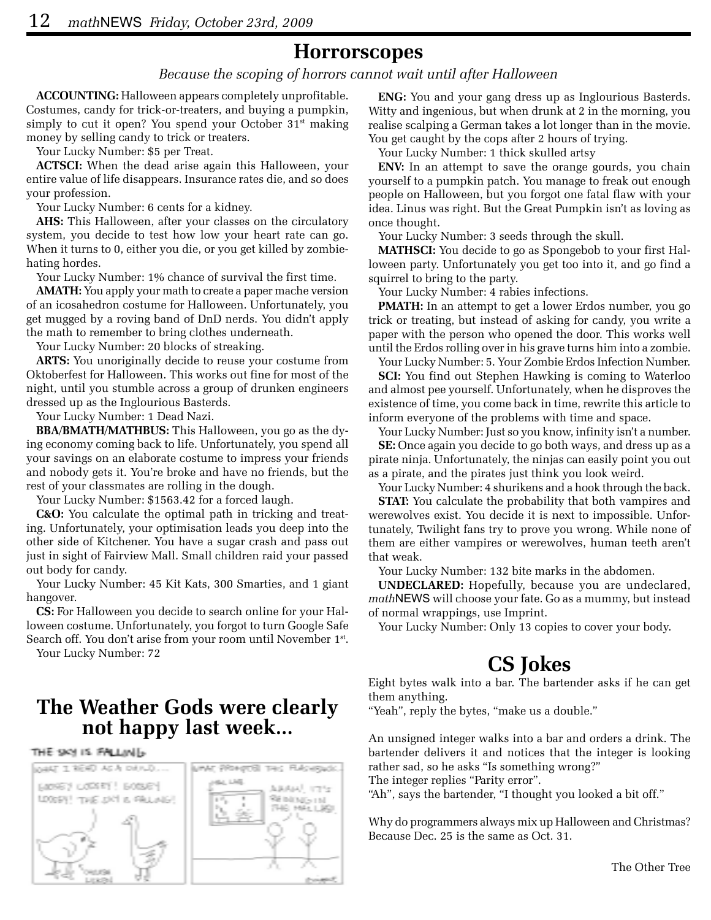# Horrorscopes

*Because the scoping of horrors cannot wait until after Halloween*

**ACCOUNTING:** Halloween appears completely unprofitable. Costumes, candy for trick-or-treaters, and buying a pumpkin, simply to cut it open? You spend your October 31st making money by selling candy to trick or treaters.

Your Lucky Number: $5 per Treat.

**ACTSCI:** When the dead arise again this Halloween, your entire value of life disappears. Insurance rates die, and so does your profession.

Your Lucky Number: 6 cents for a kidney.

**AHS:** This Halloween, after your classes on the circulatory system, you decide to test how low your heart rate can go. When it turns to 0, either you die, or you get killed by zombie-hating hordes.

Your Lucky Number: 1% chance of survival the first time.

**AMATH:** You apply your math to create a paper mache version of an icosahedron costume for Halloween. Unfortunately, you get mugged by a roving band of DnD nerds. You didn't apply the math to remember to bring clothes underneath.

Your Lucky Number: 20 blocks of streaking.

**ARTS:** You unoriginally decide to reuse your costume from Oktoberfest for Halloween. This works out fine for most of the night, until you stumble across a group of drunken engineers dressed up as the Inglourious Basterds.

Your Lucky Number: 1 Dead Nazi.

**BBA/BMATH/MATHBUS:** This Halloween, you go as the dying economy coming back to life. Unfortunately, you spend all your savings on an elaborate costume to impress your friends and nobody gets it. You're broke and have no friends, but the rest of your classmates are rolling in the dough.

Your Lucky Number: $1563.42 for a forced laugh.

**C&O:** You calculate the optimal path in tricking and treating. Unfortunately, your optimisation leads you deep into the other side of Kitchener. You have a sugar crash and pass out just in sight of Fairview Mall. Small children raid your passed out body for candy.

Your Lucky Number: 45 Kit Kats, 300 Smarties, and 1 giant hangover.

**CS:** For Halloween you decide to search online for your Halloween costume. Unfortunately, you forgot to turn Google Safe Search off. You don't arise from your room until November 1st.

Your Lucky Number: 72

**ENG:** You and your gang dress up as Inglourious Basterds. Witty and ingenious, but when drunk at 2 in the morning, you realise scalping a German takes a lot longer than in the movie. You get caught by the cops after 2 hours of trying.

Your Lucky Number: 1 thick skulled artsy

**ENV:** In an attempt to save the orange gourds, you chain yourself to a pumpkin patch. You manage to freak out enough people on Halloween, but you forgot one fatal flaw with your idea. Linus was right. But the Great Pumpkin isn't as loving as once thought.

Your Lucky Number: 3 seeds through the skull.

**MATHSCI:** You decide to go as Spongebob to your first Halloween party. Unfortunately you get too into it, and go find a squirrel to bring to the party.

Your Lucky Number: 4 rabies infections.

**PMATH:** In an attempt to get a lower Erdos number, you go trick or treating, but instead of asking for candy, you write a paper with the person who opened the door. This works well until the Erdos rolling over in his grave turns him into a zombie.

Your Lucky Number: 5. Your Zombie Erdos Infection Number.

**SCI:** You find out Stephen Hawking is coming to Waterloo and almost pee yourself. Unfortunately, when he disproves the existence of time, you come back in time, rewrite this article to inform everyone of the problems with time and space.

Your Lucky Number: Just so you know, infinity isn't a number.

**SE:** Once again you decide to go both ways, and dress up as a pirate ninja. Unfortunately, the ninjas can easily point you out as a pirate, and the pirates just think you look weird.

Your Lucky Number: 4 shurikens and a hook through the back.

**STAT:** You calculate the probability that both vampires and werewolves exist. You decide it is next to impossible. Unfortunately, Twilight fans try to prove you wrong. While none of them are either vampires or werewolves, human teeth aren't that weak.

Your Lucky Number: 132 bite marks in the abdomen.

**UNDECLARED:** Hopefully, because you are undeclared, *math*NEWS will choose your fate. Go as a mummy, but instead of normal wrappings, use Imprint.

Your Lucky Number: Only 13 copies to cover your body.

## The Weather Gods were clearly not happy last week...

## CS Jokes

Eight bytes walk into a bar. The bartender asks if he can get them anything.

"Yeah", reply the bytes, "make us a double."

An unsigned integer walks into a bar and orders a drink. The bartender delivers it and notices that the integer is looking rather sad, so he asks "Is something wrong?"

The integer replies "Parity error".

"Ah", says the bartender, "I thought you looked a bit off."

Why do programmers always mix up Halloween and Christmas? Because Dec. 25 is the same as Oct. 31.

The Other Tree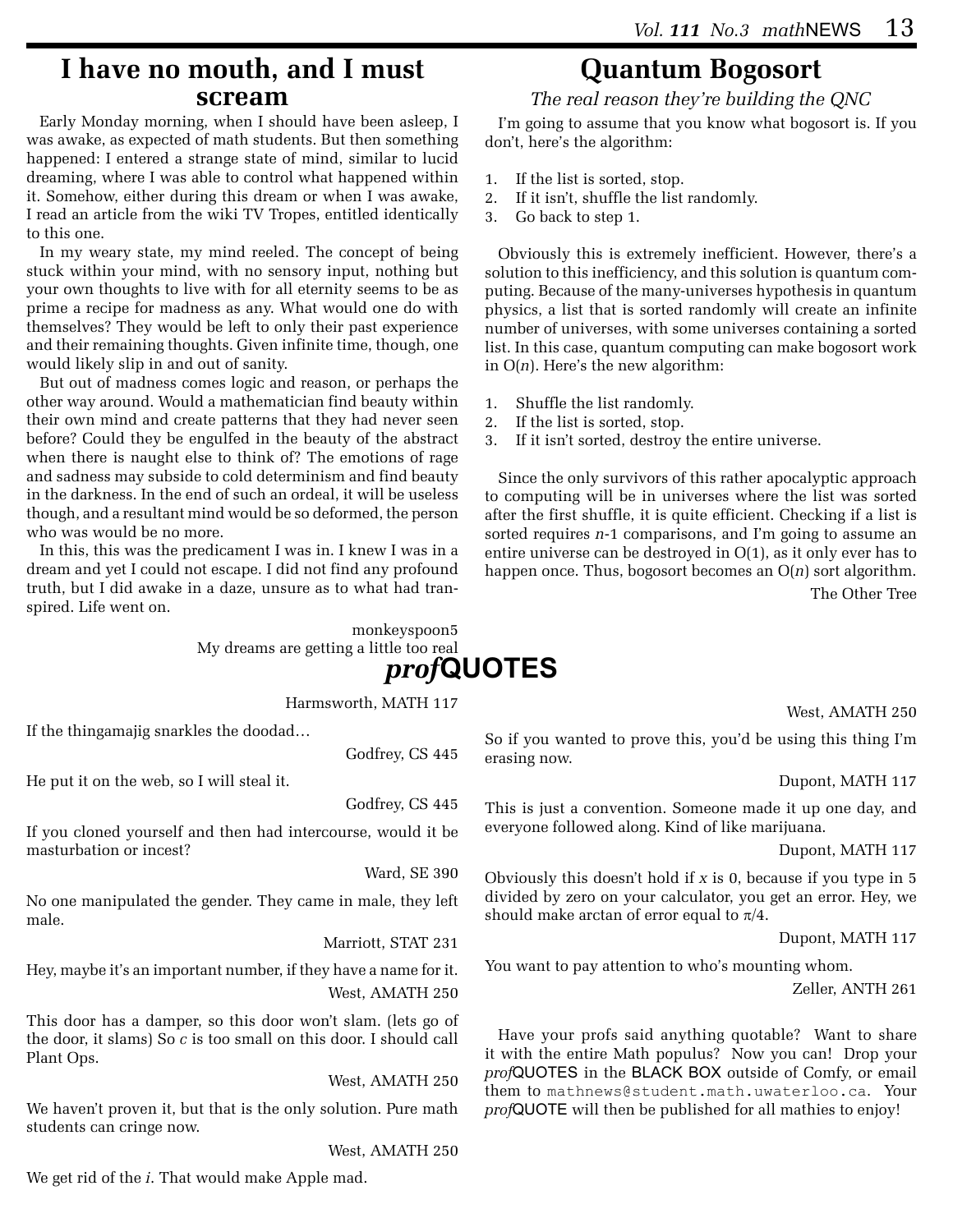# I have no mouth, and I must scream

Early Monday morning, when I should have been asleep, I was awake, as expected of math students. But then something happened: I entered a strange state of mind, similar to lucid dreaming, where I was able to control what happened within it. Somehow, either during this dream or when I was awake, I read an article from the wiki TV Tropes, entitled identically to this one.

In my weary state, my mind reeled. The concept of being stuck within your mind, with no sensory input, nothing but your own thoughts to live with for all eternity seems to be as prime a recipe for madness as any. What would one do with themselves? They would be left to only their past experience and their remaining thoughts. Given infinite time, though, one would likely slip in and out of sanity.

But out of madness comes logic and reason, or perhaps the other way around. Would a mathematician find beauty within their own mind and create patterns that they had never seen before? Could they be engulfed in the beauty of the abstract when there is naught else to think of? The emotions of rage and sadness may subside to cold determinism and find beauty in the darkness. In the end of such an ordeal, it will be useless though, and a resultant mind would be so deformed, the person who was would be no more.

In this, this was the predicament I was in. I knew I was in a dream and yet I could not escape. I did not find any profound truth, but I did awake in a daze, unsure as to what had transpired. Life went on.

monkeyspoon5
My dreams are getting a little too real

# Quantum Bogosort

*The real reason they're building the QNC*

I'm going to assume that you know what bogosort is. If you don't, here's the algorithm:

1. If the list is sorted, stop.
2. If it isn't, shuffle the list randomly.
3. Go back to step 1.

Obviously this is extremely inefficient. However, there's a solution to this inefficiency, and this solution is quantum computing. Because of the many-universes hypothesis in quantum physics, a list that is sorted randomly will create an infinite number of universes, with some universes containing a sorted list. In this case, quantum computing can make bogosort work in O($n$). Here's the new algorithm:

1. Shuffle the list randomly.
2. If the list is sorted, stop.
3. If it isn't sorted, destroy the entire universe.

Since the only survivors of this rather apocalyptic approach to computing will be in universes where the list was sorted after the first shuffle, it is quite efficient. Checking if a list is sorted requires $n$-1 comparisons, and I'm going to assume an entire universe can be destroyed in O(1), as it only ever has to happen once. Thus, bogosort becomes an O($n$) sort algorithm.

The Other Tree

# *prof*QUOTES

Harmsworth, MATH 117

If the thingamajig snarkles the doodad…

Godfrey, CS 445

He put it on the web, so I will steal it.

Godfrey, CS 445

If you cloned yourself and then had intercourse, would it be masturbation or incest?

Ward, SE 390

No one manipulated the gender. They came in male, they left male.

Marriott, STAT 231

Hey, maybe it's an important number, if they have a name for it.

West, AMATH 250

This door has a damper, so this door won't slam. (lets go of the door, it slams) So $c$ is too small on this door. I should call Plant Ops.

West, AMATH 250

We haven't proven it, but that is the only solution. Pure math students can cringe now.

West, AMATH 250

We get rid of the $i$. That would make Apple mad.

West, AMATH 250

So if you wanted to prove this, you'd be using this thing I'm erasing now.

Dupont, MATH 117

This is just a convention. Someone made it up one day, and everyone followed along. Kind of like marijuana.

Dupont, MATH 117

Obviously this doesn't hold if $x$ is 0, because if you type in 5 divided by zero on your calculator, you get an error. Hey, we should make arctan of error equal to $\pi/4$.

Dupont, MATH 117

You want to pay attention to who's mounting whom.

Zeller, ANTH 261

Have your profs said anything quotable? Want to share it with the entire Math populus? Now you can! Drop your *prof*QUOTES in the BLACK BOX outside of Comfy, or email them to mathnews@student.math.uwaterloo.ca. Your *prof*QUOTE will then be published for all mathies to enjoy!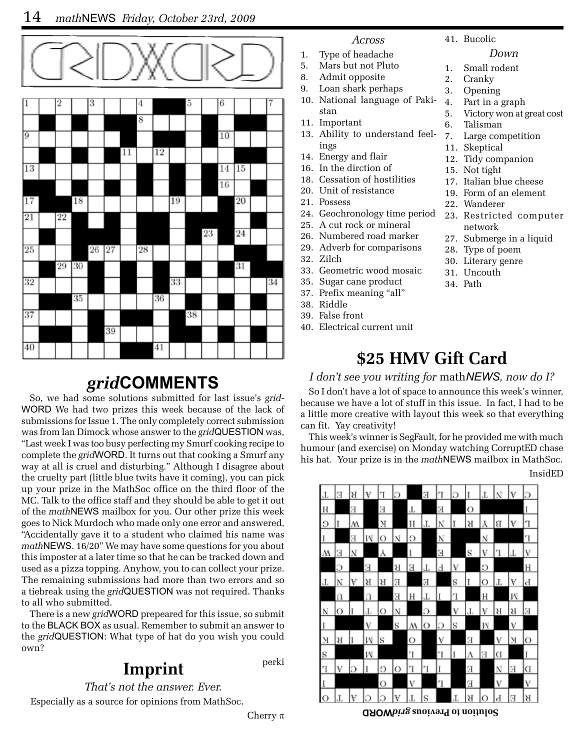# GRIDWORD

## Across

1. Type of headache
5. Mars but not Pluto
8. Admit opposite
9. Loan shark perhaps
10. National language of Pakistan
11. Important
13. Ability to understand feelings
14. Energy and flair
16. In the dirction of
18. Cessation of hostilities
20. Unit of resistance
21. Possess
24. Geochronology time period
25. A cut rock or mineral
26. Numbered road marker
29. Adverb for comparisons
32. Zilch
33. Geometric wood mosaic
35. Sugar cane product
37. Prefix meaning "all"
38. Riddle
39. False front
40. Electrical current unit
41. Bucolic

## Down

1. Small rodent
2. Cranky
3. Opening
4. Part in a graph
5. Victory won at great cost
6. Talisman
7. Large competition
11. Skeptical
12. Tidy companion
15. Not tight
17. Italian blue cheese
19. Form of an element
22. Wanderer
23. Restricted computer network
27. Submerge in a liquid
28. Type of poem
30. Literary genre
31. Uncouth
34. Path

## *grid*COMMENTS

So, we had some solutions submitted for last issue's *grid*WORD We had two prizes this week because of the lack of submissions for Issue 1. The only completely correct submission was from Ian Dimock whose answer to the *grid*QUESTION was, "Last week I was too busy perfecting my Smurf cooking recipe to complete the *grid*WORD. It turns out that cooking a Smurf any way at all is cruel and disturbing." Although I disagree about the cruelty part (little blue twits have it coming), you can pick up your prize in the MathSoc office on the third floor of the MC. Talk to the office staff and they should be able to get it out of the *math*NEWS mailbox for you. Our other prize this week goes to Nick Murdoch who made only one error and answered, "Accidentally gave it to a student who claimed his name was *math*NEWS. 16/20" We may have some questions for you about this imposter at a later time so that he can be tracked down and used as a pizza topping. Anyhow, you to can collect your prize. The remaining submissions had more than two errors and so a tiebreak using the *grid*QUESTION was not required. Thanks to all who submitted.

There is a new *grid*WORD prepeared for this issue, so submit to the BLACK BOX as usual. Remember to submit an answer to the *grid*QUESTION: What type of hat do you wish you could own?

perki

## Imprint

*That's not the answer. Ever.*

Especially as a source for opinions from MathSoc.

Cherry π

## $25 HMV Gift Card

*I don't see you writing for* math*NEWS, now do I?*

So I don't have a lot of space to announce this week's winner, because we have a lot of stuff in this issue. In fact, I had to be a little more creative with layout this week so that everything can fit. Yay creativity!

This week's winner is SegFault, for he provided me with much humour (and exercise) on Monday watching CorruptED chase his hat. Your prize is in the *math*NEWS mailbox in MathSoc.

InsidED

**Solution to Previous *grid*WORD**